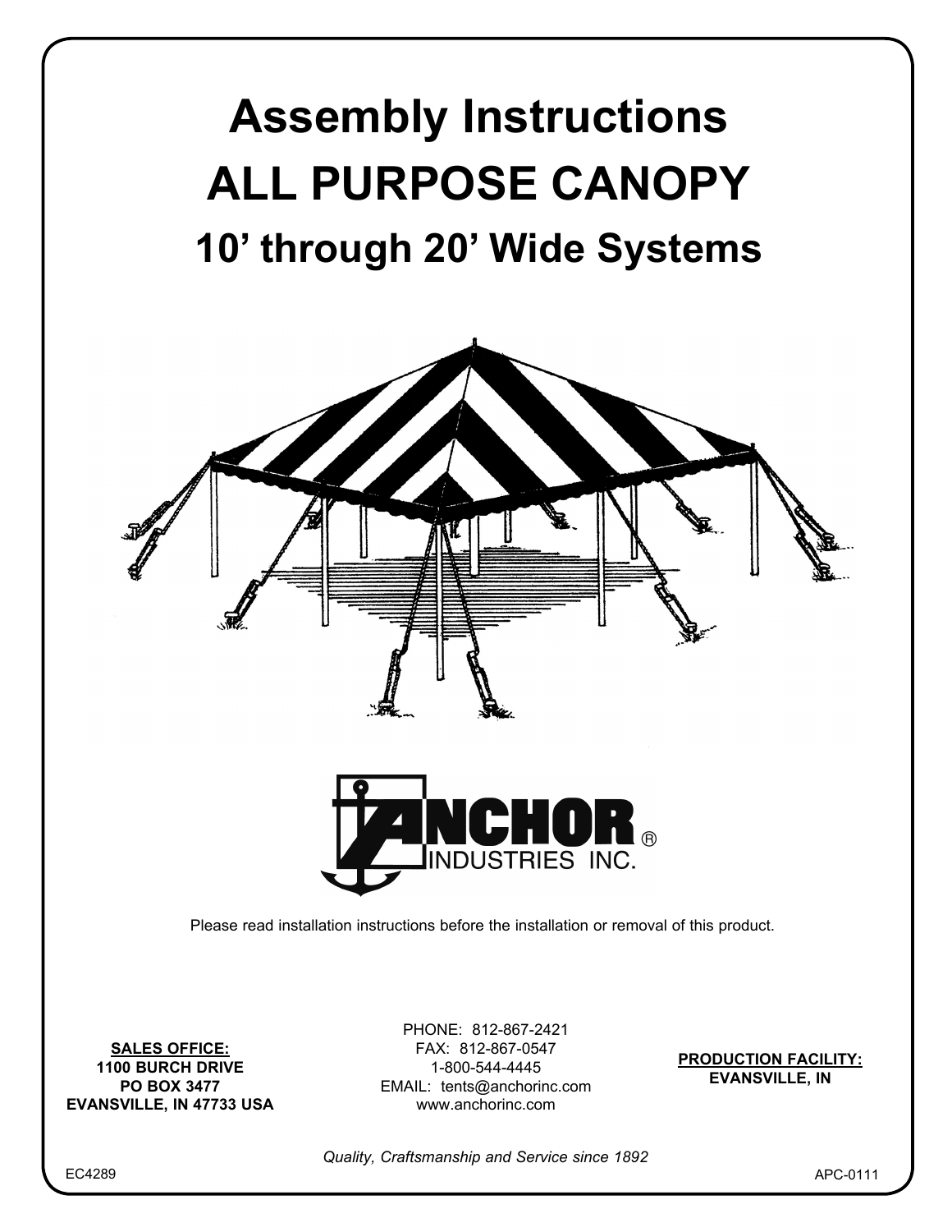# Assembly Instructions

# ALL PURPOSE CANOPY

## 10' through 20' Wide Systems

ANCHOR® INDUSTRIES INC.

Please read installation instructions before the installation or removal of this product.

**SALES OFFICE:**
**1100 BURCH DRIVE**
**PO BOX 3477**
**EVANSVILLE, IN 47733 USA**

PHONE: 812-867-2421
FAX: 812-867-0547
1-800-544-4445
EMAIL: tents@anchorinc.com
www.anchorinc.com

**PRODUCTION FACILITY:**
**EVANSVILLE, IN**

*Quality, Craftsmanship and Service since 1892*

EC4289

APC-0111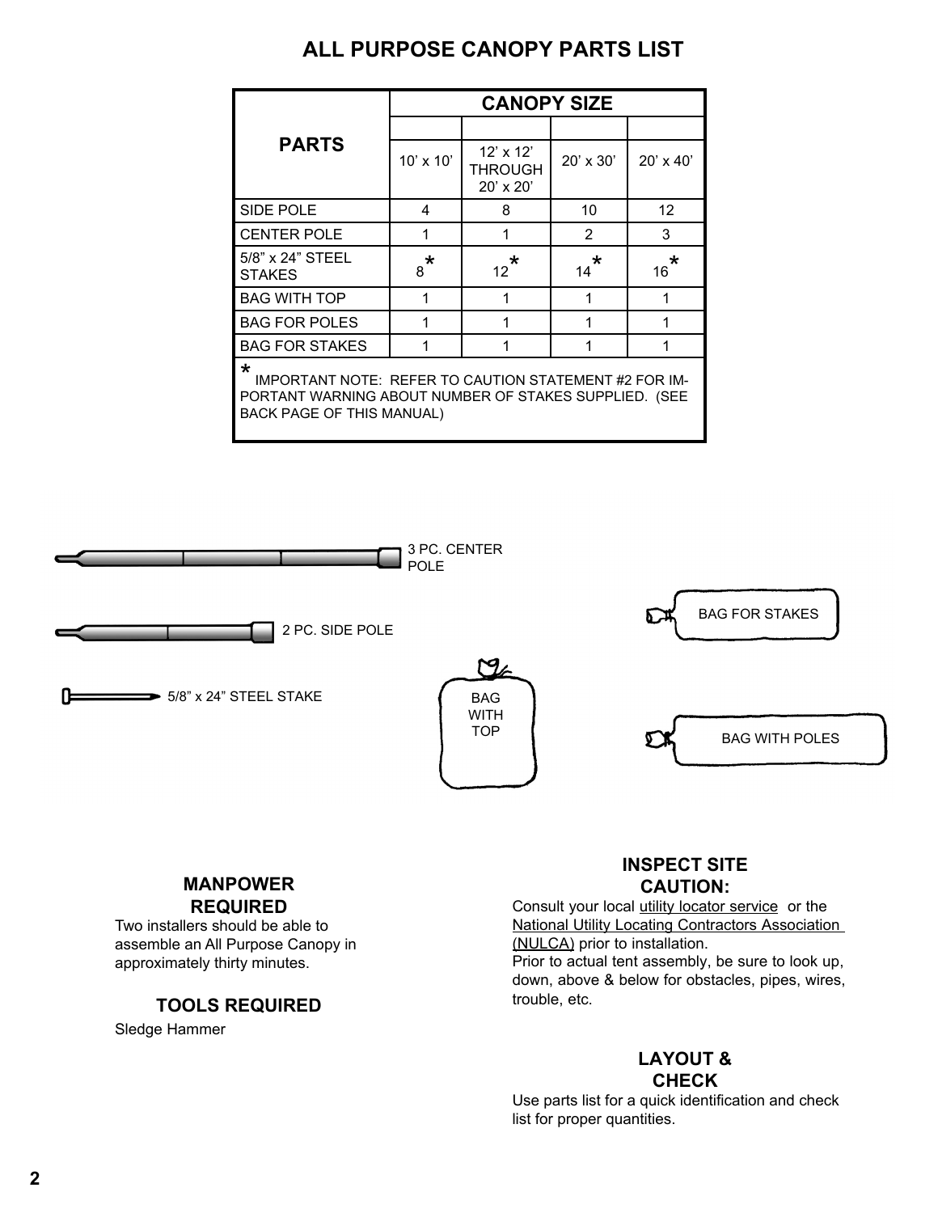# ALL PURPOSE CANOPY PARTS LIST

| PARTS | CANOPY SIZE | | | |
|---|---|---|---|---|
| | 10' x 10' | 12' x 12' THROUGH 20' x 20' | 20' x 30' | 20' x 40' |
| SIDE POLE | 4 | 8 | 10 | 12 |
| CENTER POLE | 1 | 1 | 2 | 3 |
| 5/8" x 24" STEEL STAKES | 8* | 12* | 14* | 16* |
| BAG WITH TOP | 1 | 1 | 1 | 1 |
| BAG FOR POLES | 1 | 1 | 1 | 1 |
| BAG FOR STAKES | 1 | 1 | 1 | 1 |

* IMPORTANT NOTE: REFER TO CAUTION STATEMENT #2 FOR IMPORTANT WARNING ABOUT NUMBER OF STAKES SUPPLIED. (SEE BACK PAGE OF THIS MANUAL)

3 PC. CENTER POLE

2 PC. SIDE POLE

5/8" x 24" STEEL STAKE

BAG WITH TOP

BAG FOR STAKES

BAG WITH POLES

## MANPOWER REQUIRED

Two installers should be able to assemble an All Purpose Canopy in approximately thirty minutes.

## TOOLS REQUIRED

Sledge Hammer

## INSPECT SITE CAUTION:

Consult your local utility locator service or the National Utility Locating Contractors Association (NULCA) prior to installation.
Prior to actual tent assembly, be sure to look up, down, above & below for obstacles, pipes, wires, trouble, etc.

## LAYOUT & CHECK

Use parts list for a quick identification and check list for proper quantities.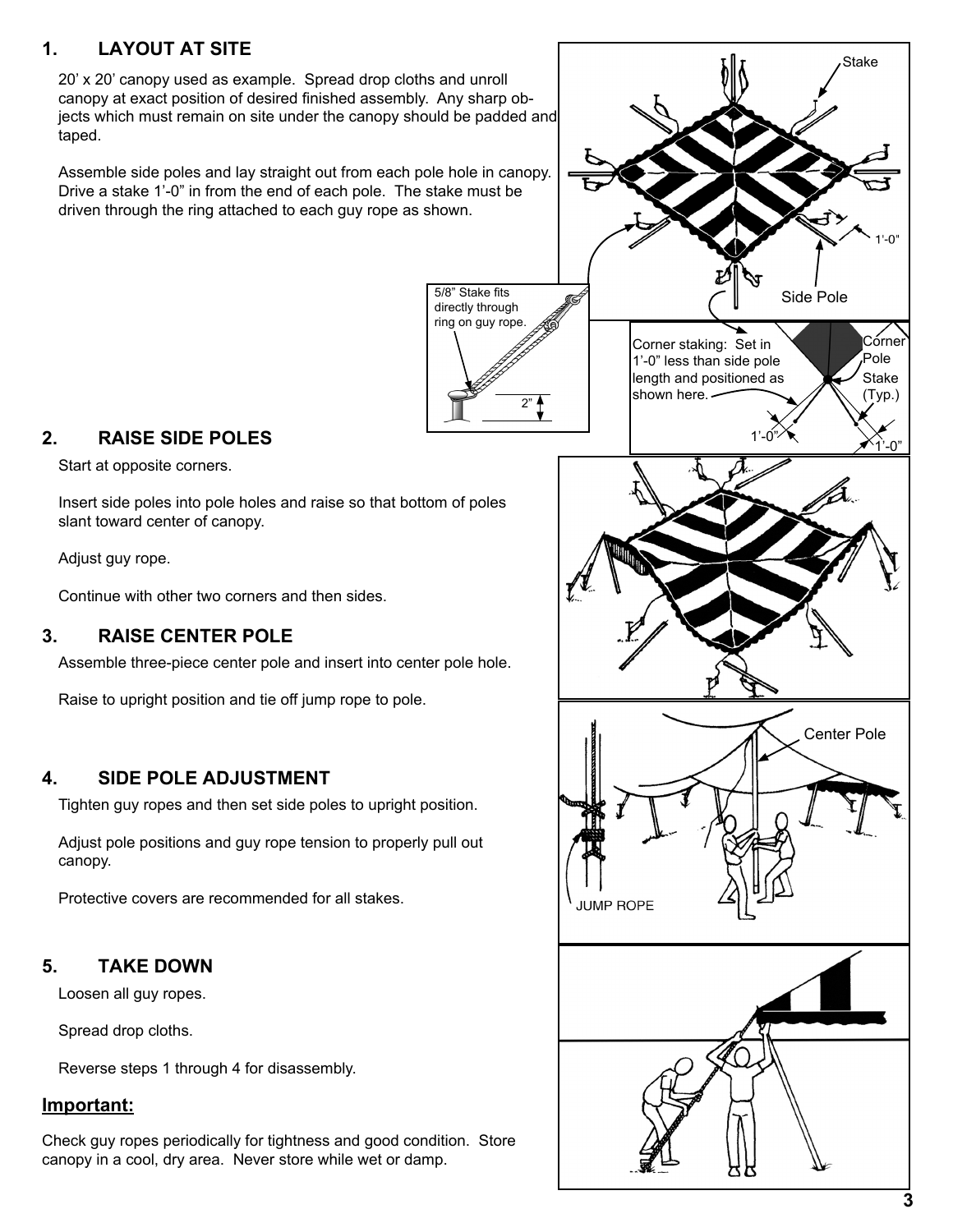## 1. LAYOUT AT SITE

20' x 20' canopy used as example. Spread drop cloths and unroll canopy at exact position of desired finished assembly. Any sharp objects which must remain on site under the canopy should be padded and taped.

Assemble side poles and lay straight out from each pole hole in canopy. Drive a stake 1'-0" in from the end of each pole. The stake must be driven through the ring attached to each guy rope as shown.

Stake

1'-0"

Side Pole

5/8" Stake fits directly through ring on guy rope.

2"

Corner staking: Set in 1'-0" less than side pole length and positioned as shown here.

Corner Pole

Stake (Typ.)

1'-0"

1'-0"

## 2. RAISE SIDE POLES

Start at opposite corners.

Insert side poles into pole holes and raise so that bottom of poles slant toward center of canopy.

Adjust guy rope.

Continue with other two corners and then sides.

## 3. RAISE CENTER POLE

Assemble three-piece center pole and insert into center pole hole.

Raise to upright position and tie off jump rope to pole.

Center Pole

JUMP ROPE

## 4. SIDE POLE ADJUSTMENT

Tighten guy ropes and then set side poles to upright position.

Adjust pole positions and guy rope tension to properly pull out canopy.

Protective covers are recommended for all stakes.

## 5. TAKE DOWN

Loosen all guy ropes.

Spread drop cloths.

Reverse steps 1 through 4 for disassembly.

**Important:**

Check guy ropes periodically for tightness and good condition. Store canopy in a cool, dry area. Never store while wet or damp.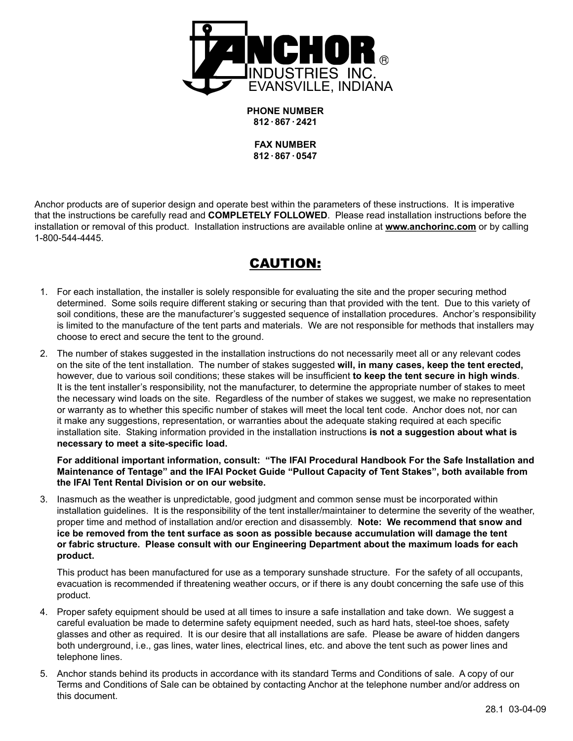**ANCHOR**®
INDUSTRIES INC.
EVANSVILLE, INDIANA

**PHONE NUMBER**
**812 · 867 · 2421**

**FAX NUMBER**
**812 · 867 · 0547**

Anchor products are of superior design and operate best within the parameters of these instructions. It is imperative that the instructions be carefully read and **COMPLETELY FOLLOWED**. Please read installation instructions before the installation or removal of this product. Installation instructions are available online at **www.anchorinc.com** or by calling 1-800-544-4445.

# CAUTION:

1. For each installation, the installer is solely responsible for evaluating the site and the proper securing method determined. Some soils require different staking or securing than that provided with the tent. Due to this variety of soil conditions, these are the manufacturer's suggested sequence of installation procedures. Anchor's responsibility is limited to the manufacture of the tent parts and materials. We are not responsible for methods that installers may choose to erect and secure the tent to the ground.

2. The number of stakes suggested in the installation instructions do not necessarily meet all or any relevant codes on the site of the tent installation. The number of stakes suggested **will, in many cases, keep the tent erected,** however, due to various soil conditions; these stakes will be insufficient **to keep the tent secure in high winds**. It is the tent installer's responsibility, not the manufacturer, to determine the appropriate number of stakes to meet the necessary wind loads on the site. Regardless of the number of stakes we suggest, we make no representation or warranty as to whether this specific number of stakes will meet the local tent code. Anchor does not, nor can it make any suggestions, representation, or warranties about the adequate staking required at each specific installation site. Staking information provided in the installation instructions **is not a suggestion about what is necessary to meet a site-specific load.**

   **For additional important information, consult: "The IFAI Procedural Handbook For the Safe Installation and Maintenance of Tentage" and the IFAI Pocket Guide "Pullout Capacity of Tent Stakes", both available from the IFAI Tent Rental Division or on our website.**

3. Inasmuch as the weather is unpredictable, good judgment and common sense must be incorporated within installation guidelines. It is the responsibility of the tent installer/maintainer to determine the severity of the weather, proper time and method of installation and/or erection and disassembly. **Note: We recommend that snow and ice be removed from the tent surface as soon as possible because accumulation will damage the tent or fabric structure. Please consult with our Engineering Department about the maximum loads for each product.**

   This product has been manufactured for use as a temporary sunshade structure. For the safety of all occupants, evacuation is recommended if threatening weather occurs, or if there is any doubt concerning the safe use of this product.

4. Proper safety equipment should be used at all times to insure a safe installation and take down. We suggest a careful evaluation be made to determine safety equipment needed, such as hard hats, steel-toe shoes, safety glasses and other as required. It is our desire that all installations are safe. Please be aware of hidden dangers both underground, i.e., gas lines, water lines, electrical lines, etc. and above the tent such as power lines and telephone lines.

5. Anchor stands behind its products in accordance with its standard Terms and Conditions of sale. A copy of our Terms and Conditions of Sale can be obtained by contacting Anchor at the telephone number and/or address on this document.

28.1 03-04-09